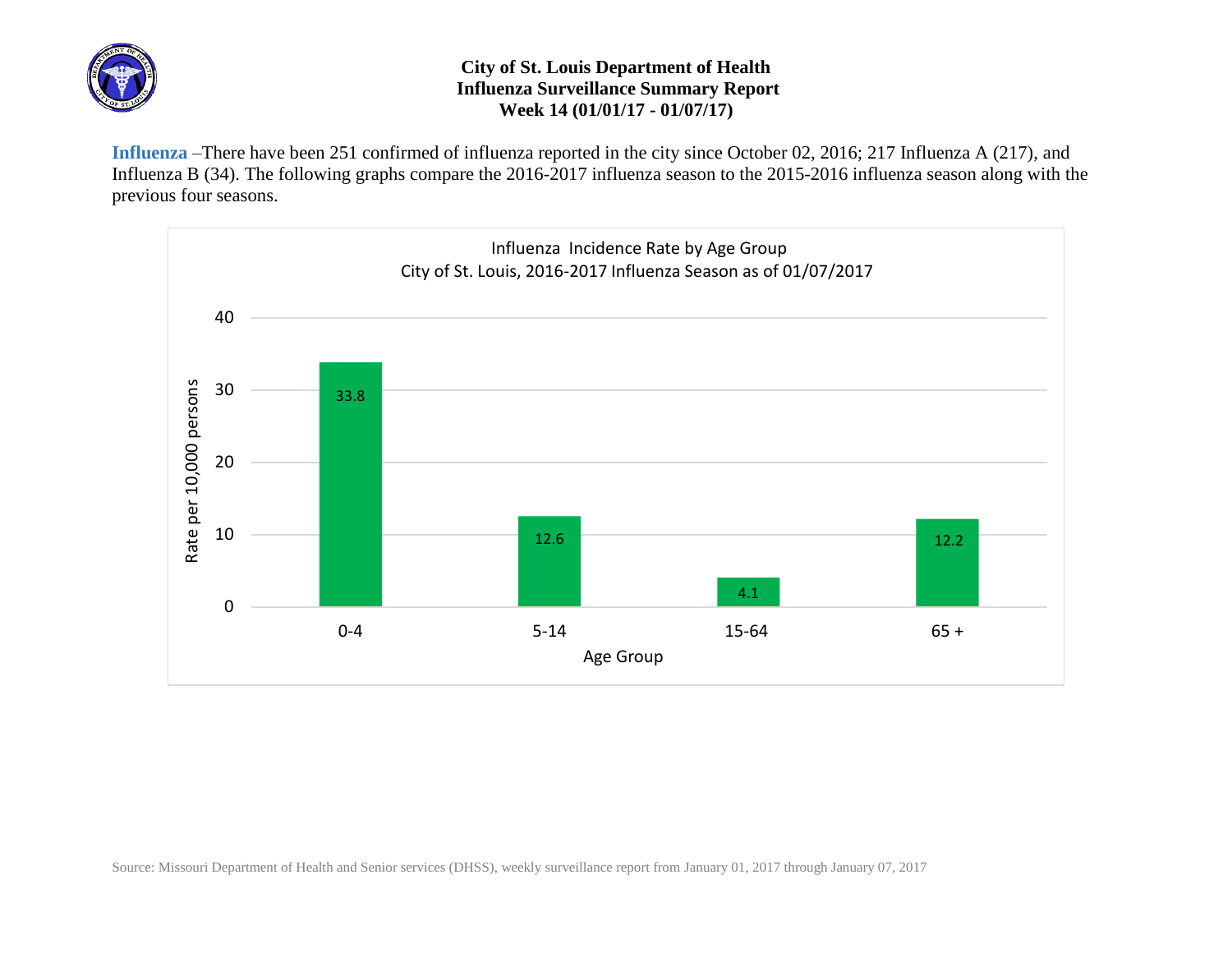# City of St. Louis Department of Health
## Influenza Surveillance Summary Report
### Week 14 (01/01/17 - 01/07/17)

**Influenza** –There have been 251 confirmed of influenza reported in the city since October 02, 2016; 217 Influenza A (217), and Influenza B (34). The following graphs compare the 2016-2017 influenza season to the 2015-2016 influenza season along with the previous four seasons.

Influenza Incidence Rate by Age Group
City of St. Louis, 2016-2017 Influenza Season as of 01/07/2017

| Age Group | Rate per 10,000 persons |
|---|---|
| 0-4 | 33.8 |
| 5-14 | 12.6 |
| 15-64 | 4.1 |
| 65 + | 12.2 |

Source: Missouri Department of Health and Senior services (DHSS), weekly surveillance report from January 01, 2017 through January 07, 2017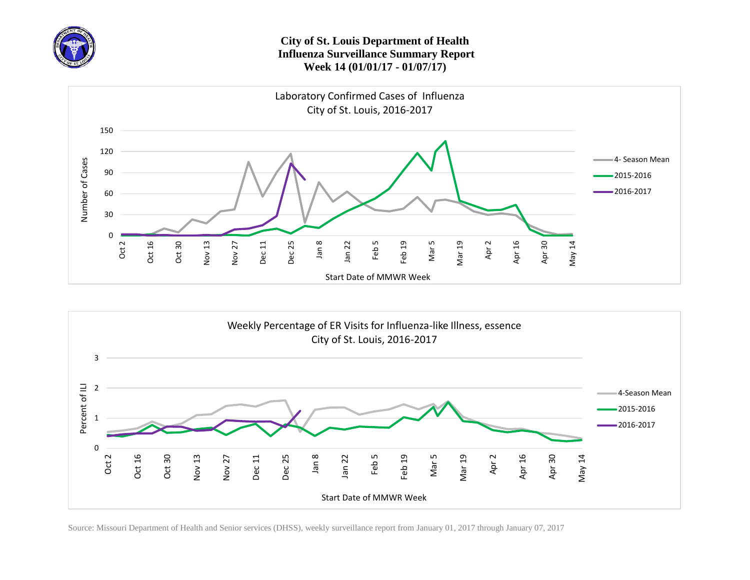# City of St. Louis Department of Health
## Influenza Surveillance Summary Report
## Week 14 (01/01/17 - 01/07/17)

Laboratory Confirmed Cases of Influenza
City of St. Louis, 2016-2017

Number of Cases

150
120
90
60
30
0

Oct 2, Oct 16, Oct 30, Nov 13, Nov 27, Dec 11, Dec 25, Jan 8, Jan 22, Feb 5, Feb 19, Mar 5, Mar 19, Apr 2, Apr 16, Apr 30, May 14

Start Date of MMWR Week

4- Season Mean
2015-2016
2016-2017

Weekly Percentage of ER Visits for Influenza-like Illness, essence
City of St. Louis, 2016-2017

Percent of ILI

3
2
1
0

Oct 2, Oct 16, Oct 30, Nov 13, Nov 27, Dec 11, Dec 25, Jan 8, Jan 22, Feb 5, Feb 19, Mar 5, Mar 19, Apr 2, Apr 16, Apr 30, May 14

Start Date of MMWR Week

4-Season Mean
2015-2016
2016-2017

Source: Missouri Department of Health and Senior services (DHSS), weekly surveillance report from January 01, 2017 through January 07, 2017